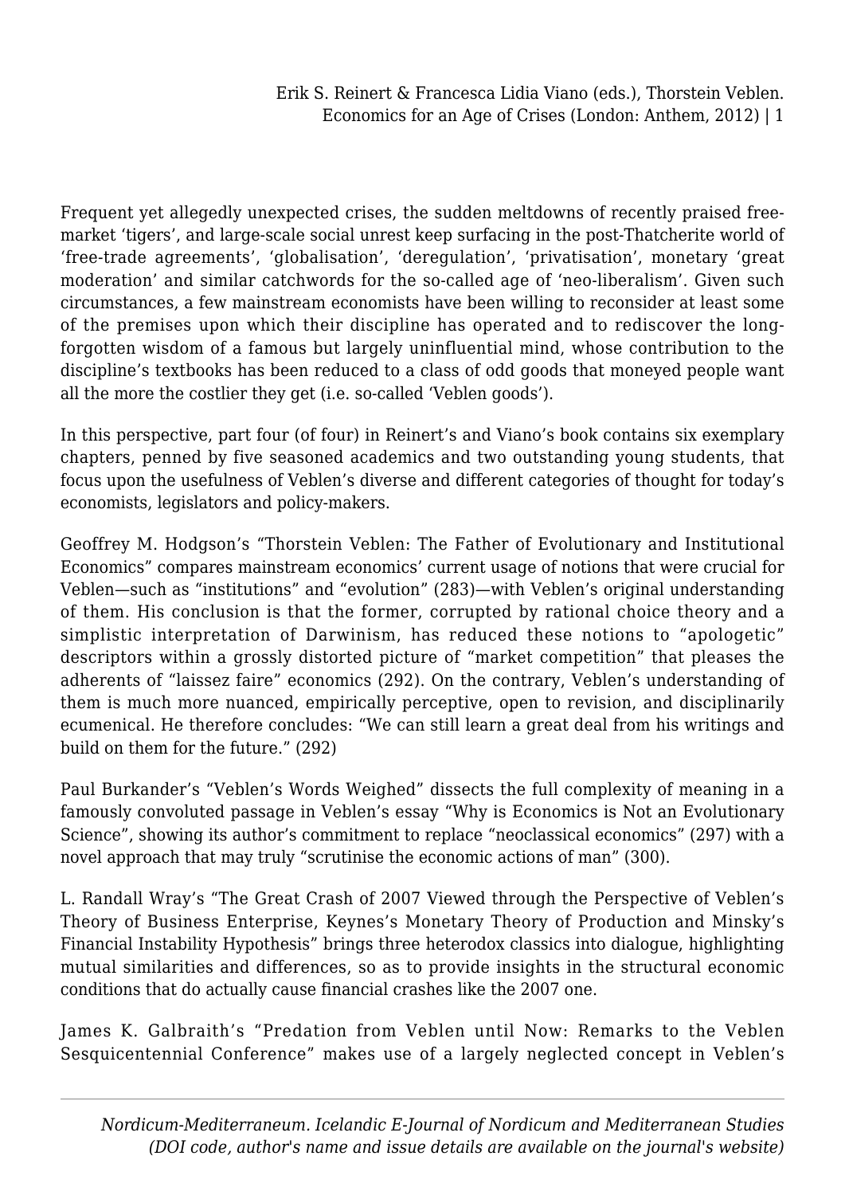Frequent yet allegedly unexpected crises, the sudden meltdowns of recently praised free-market 'tigers', and large-scale social unrest keep surfacing in the post-Thatcherite world of 'free-trade agreements', 'globalisation', 'deregulation', 'privatisation', monetary 'great moderation' and similar catchwords for the so-called age of 'neo-liberalism'. Given such circumstances, a few mainstream economists have been willing to reconsider at least some of the premises upon which their discipline has operated and to rediscover the long-forgotten wisdom of a famous but largely uninfluential mind, whose contribution to the discipline's textbooks has been reduced to a class of odd goods that moneyed people want all the more the costlier they get (i.e. so-called 'Veblen goods').

In this perspective, part four (of four) in Reinert's and Viano's book contains six exemplary chapters, penned by five seasoned academics and two outstanding young students, that focus upon the usefulness of Veblen's diverse and different categories of thought for today's economists, legislators and policy-makers.

Geoffrey M. Hodgson's "Thorstein Veblen: The Father of Evolutionary and Institutional Economics" compares mainstream economics' current usage of notions that were crucial for Veblen—such as "institutions" and "evolution" (283)—with Veblen's original understanding of them. His conclusion is that the former, corrupted by rational choice theory and a simplistic interpretation of Darwinism, has reduced these notions to "apologetic" descriptors within a grossly distorted picture of "market competition" that pleases the adherents of "laissez faire" economics (292). On the contrary, Veblen's understanding of them is much more nuanced, empirically perceptive, open to revision, and disciplinarily ecumenical. He therefore concludes: "We can still learn a great deal from his writings and build on them for the future." (292)

Paul Burkander's "Veblen's Words Weighed" dissects the full complexity of meaning in a famously convoluted passage in Veblen's essay "Why is Economics is Not an Evolutionary Science", showing its author's commitment to replace "neoclassical economics" (297) with a novel approach that may truly "scrutinise the economic actions of man" (300).

L. Randall Wray's "The Great Crash of 2007 Viewed through the Perspective of Veblen's Theory of Business Enterprise, Keynes's Monetary Theory of Production and Minsky's Financial Instability Hypothesis" brings three heterodox classics into dialogue, highlighting mutual similarities and differences, so as to provide insights in the structural economic conditions that do actually cause financial crashes like the 2007 one.

James K. Galbraith's "Predation from Veblen until Now: Remarks to the Veblen Sesquicentennial Conference" makes use of a largely neglected concept in Veblen's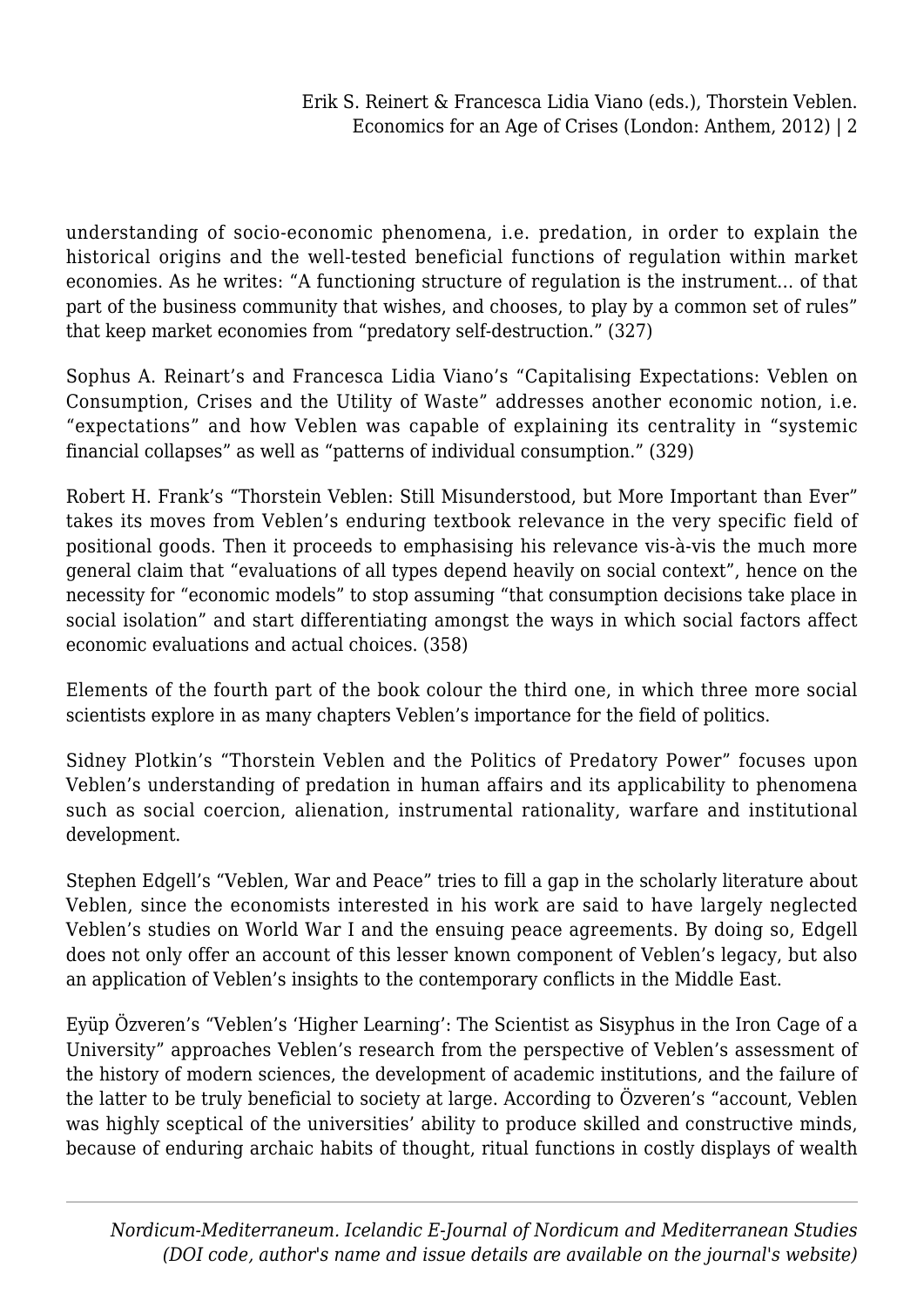understanding of socio-economic phenomena, i.e. predation, in order to explain the historical origins and the well-tested beneficial functions of regulation within market economies. As he writes: "A functioning structure of regulation is the instrument… of that part of the business community that wishes, and chooses, to play by a common set of rules" that keep market economies from "predatory self-destruction." (327)

Sophus A. Reinart's and Francesca Lidia Viano's "Capitalising Expectations: Veblen on Consumption, Crises and the Utility of Waste" addresses another economic notion, i.e. "expectations" and how Veblen was capable of explaining its centrality in "systemic financial collapses" as well as "patterns of individual consumption." (329)

Robert H. Frank's "Thorstein Veblen: Still Misunderstood, but More Important than Ever" takes its moves from Veblen's enduring textbook relevance in the very specific field of positional goods. Then it proceeds to emphasising his relevance vis-à-vis the much more general claim that "evaluations of all types depend heavily on social context", hence on the necessity for "economic models" to stop assuming "that consumption decisions take place in social isolation" and start differentiating amongst the ways in which social factors affect economic evaluations and actual choices. (358)

Elements of the fourth part of the book colour the third one, in which three more social scientists explore in as many chapters Veblen's importance for the field of politics.

Sidney Plotkin's "Thorstein Veblen and the Politics of Predatory Power" focuses upon Veblen's understanding of predation in human affairs and its applicability to phenomena such as social coercion, alienation, instrumental rationality, warfare and institutional development.

Stephen Edgell's "Veblen, War and Peace" tries to fill a gap in the scholarly literature about Veblen, since the economists interested in his work are said to have largely neglected Veblen's studies on World War I and the ensuing peace agreements. By doing so, Edgell does not only offer an account of this lesser known component of Veblen's legacy, but also an application of Veblen's insights to the contemporary conflicts in the Middle East.

Eyüp Özveren's "Veblen's 'Higher Learning': The Scientist as Sisyphus in the Iron Cage of a University" approaches Veblen's research from the perspective of Veblen's assessment of the history of modern sciences, the development of academic institutions, and the failure of the latter to be truly beneficial to society at large. According to Özveren's "account, Veblen was highly sceptical of the universities' ability to produce skilled and constructive minds, because of enduring archaic habits of thought, ritual functions in costly displays of wealth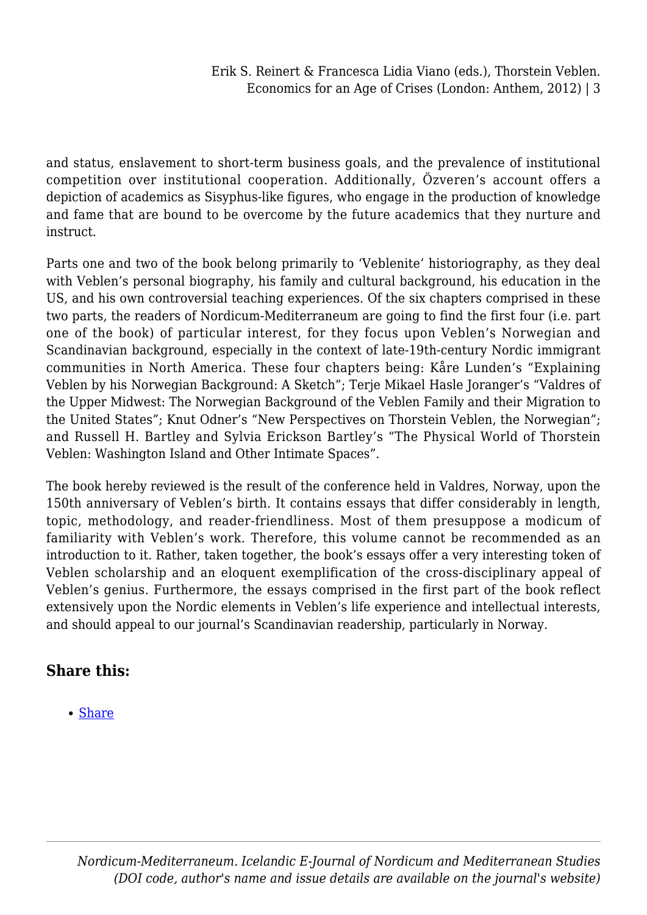and status, enslavement to short-term business goals, and the prevalence of institutional competition over institutional cooperation. Additionally, Özveren's account offers a depiction of academics as Sisyphus-like figures, who engage in the production of knowledge and fame that are bound to be overcome by the future academics that they nurture and instruct.

Parts one and two of the book belong primarily to 'Veblenite' historiography, as they deal with Veblen's personal biography, his family and cultural background, his education in the US, and his own controversial teaching experiences. Of the six chapters comprised in these two parts, the readers of Nordicum-Mediterraneum are going to find the first four (i.e. part one of the book) of particular interest, for they focus upon Veblen's Norwegian and Scandinavian background, especially in the context of late-19th-century Nordic immigrant communities in North America. These four chapters being: Kåre Lunden's "Explaining Veblen by his Norwegian Background: A Sketch"; Terje Mikael Hasle Joranger's "Valdres of the Upper Midwest: The Norwegian Background of the Veblen Family and their Migration to the United States"; Knut Odner's "New Perspectives on Thorstein Veblen, the Norwegian"; and Russell H. Bartley and Sylvia Erickson Bartley's "The Physical World of Thorstein Veblen: Washington Island and Other Intimate Spaces".

The book hereby reviewed is the result of the conference held in Valdres, Norway, upon the 150th anniversary of Veblen's birth. It contains essays that differ considerably in length, topic, methodology, and reader-friendliness. Most of them presuppose a modicum of familiarity with Veblen's work. Therefore, this volume cannot be recommended as an introduction to it. Rather, taken together, the book's essays offer a very interesting token of Veblen scholarship and an eloquent exemplification of the cross-disciplinary appeal of Veblen's genius. Furthermore, the essays comprised in the first part of the book reflect extensively upon the Nordic elements in Veblen's life experience and intellectual interests, and should appeal to our journal's Scandinavian readership, particularly in Norway.

## Share this:

- Share